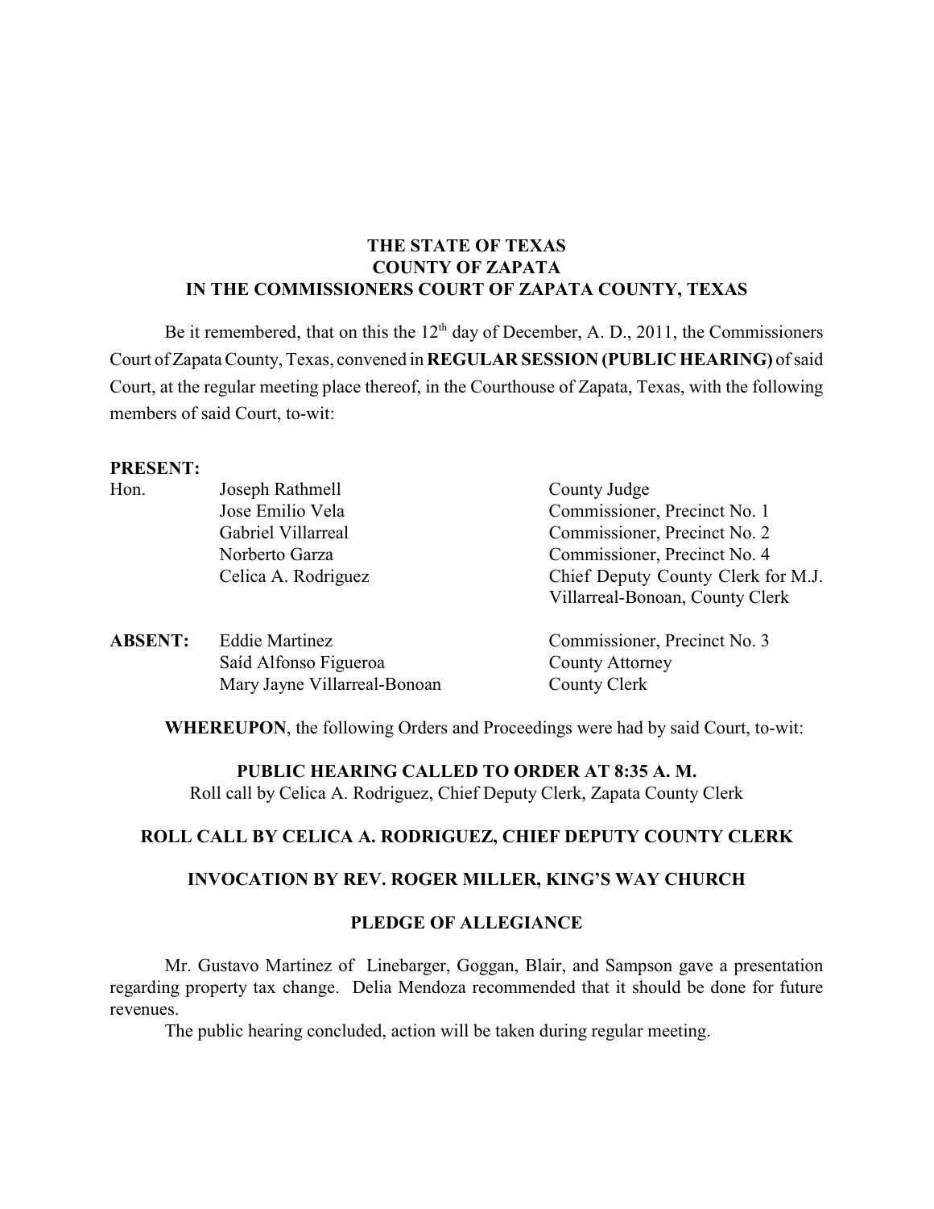**THE STATE OF TEXAS**
**COUNTY OF ZAPATA**
**IN THE COMMISSIONERS COURT OF ZAPATA COUNTY, TEXAS**

Be it remembered, that on this the 12th day of December, A. D., 2011, the Commissioners Court of Zapata County, Texas, convened in **REGULAR SESSION (PUBLIC HEARING)** of said Court, at the regular meeting place thereof, in the Courthouse of Zapata, Texas, with the following members of said Court, to-wit:

**PRESENT:**

| | | |
|---|---|---|
| Hon. | Joseph Rathmell | County Judge |
| | Jose Emilio Vela | Commissioner, Precinct No. 1 |
| | Gabriel Villarreal | Commissioner, Precinct No. 2 |
| | Norberto Garza | Commissioner, Precinct No. 4 |
| | Celica A. Rodriguez | Chief Deputy County Clerk for M.J. Villarreal-Bonoan, County Clerk |

| | | |
|---|---|---|
| **ABSENT:** | Eddie Martinez | Commissioner, Precinct No. 3 |
| | Saíd Alfonso Figueroa | County Attorney |
| | Mary Jayne Villarreal-Bonoan | County Clerk |

**WHEREUPON**, the following Orders and Proceedings were had by said Court, to-wit:

**PUBLIC HEARING CALLED TO ORDER AT 8:35 A. M.**

Roll call by Celica A. Rodriguez, Chief Deputy Clerk, Zapata County Clerk

**ROLL CALL BY CELICA A. RODRIGUEZ, CHIEF DEPUTY COUNTY CLERK**

**INVOCATION BY REV. ROGER MILLER, KING'S WAY CHURCH**

**PLEDGE OF ALLEGIANCE**

Mr. Gustavo Martinez of Linebarger, Goggan, Blair, and Sampson gave a presentation regarding property tax change. Delia Mendoza recommended that it should be done for future revenues.

The public hearing concluded, action will be taken during regular meeting.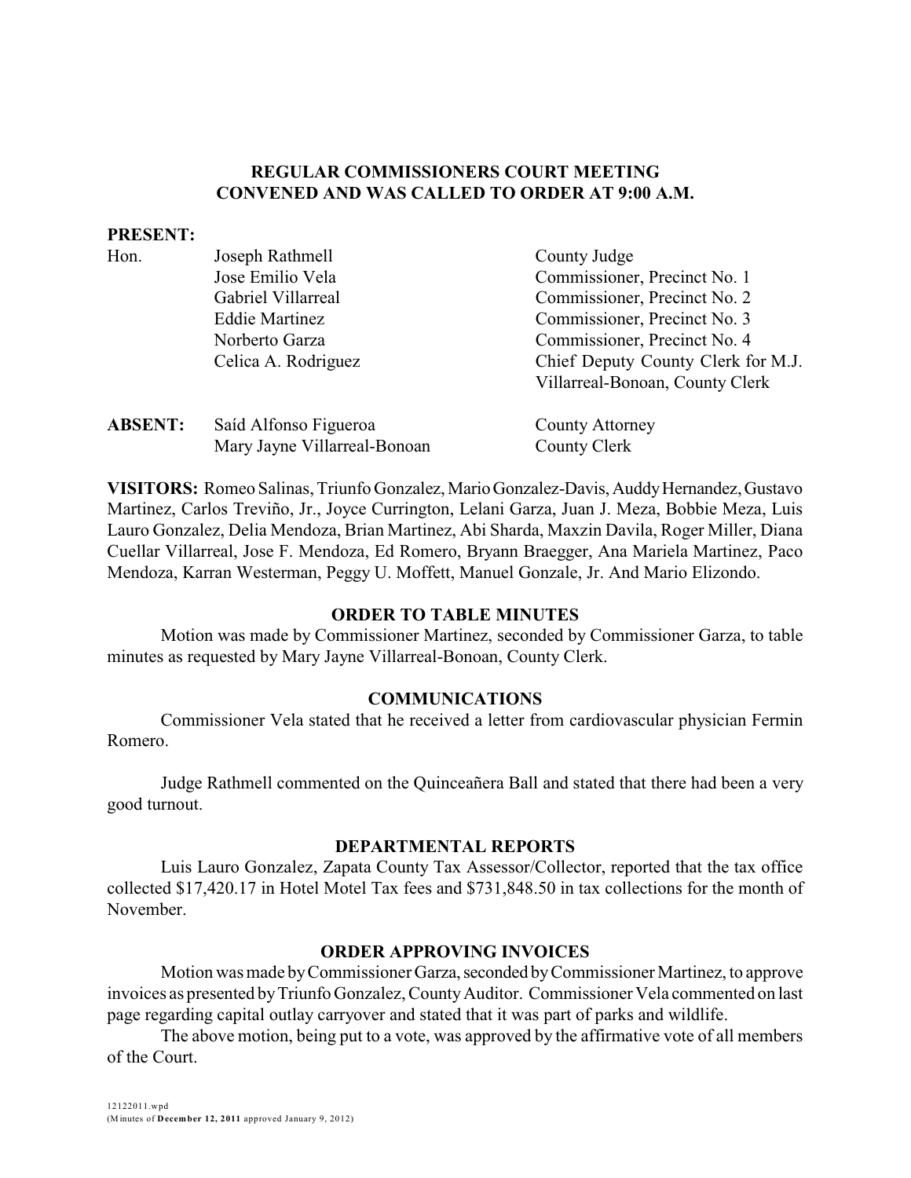## REGULAR COMMISSIONERS COURT MEETING CONVENED AND WAS CALLED TO ORDER AT 9:00 A.M.

**PRESENT:**

| Hon. | Joseph Rathmell | County Judge |
|---|---|---|
| | Jose Emilio Vela | Commissioner, Precinct No. 1 |
| | Gabriel Villarreal | Commissioner, Precinct No. 2 |
| | Eddie Martinez | Commissioner, Precinct No. 3 |
| | Norberto Garza | Commissioner, Precinct No. 4 |
| | Celica A. Rodriguez | Chief Deputy County Clerk for M.J. Villarreal-Bonoan, County Clerk |

| **ABSENT:** | Saíd Alfonso Figueroa | County Attorney |
|---|---|---|
| | Mary Jayne Villarreal-Bonoan | County Clerk |

**VISITORS:** Romeo Salinas, Triunfo Gonzalez, Mario Gonzalez-Davis, Auddy Hernandez, Gustavo Martinez, Carlos Treviño, Jr., Joyce Currington, Lelani Garza, Juan J. Meza, Bobbie Meza, Luis Lauro Gonzalez, Delia Mendoza, Brian Martinez, Abi Sharda, Maxzin Davila, Roger Miller, Diana Cuellar Villarreal, Jose F. Mendoza, Ed Romero, Bryann Braegger, Ana Mariela Martinez, Paco Mendoza, Karran Westerman, Peggy U. Moffett, Manuel Gonzale, Jr. And Mario Elizondo.

### ORDER TO TABLE MINUTES

Motion was made by Commissioner Martinez, seconded by Commissioner Garza, to table minutes as requested by Mary Jayne Villarreal-Bonoan, County Clerk.

### COMMUNICATIONS

Commissioner Vela stated that he received a letter from cardiovascular physician Fermin Romero.

Judge Rathmell commented on the Quinceañera Ball and stated that there had been a very good turnout.

### DEPARTMENTAL REPORTS

Luis Lauro Gonzalez, Zapata County Tax Assessor/Collector, reported that the tax office collected $17,420.17 in Hotel Motel Tax fees and $731,848.50 in tax collections for the month of November.

### ORDER APPROVING INVOICES

Motion was made by Commissioner Garza, seconded by Commissioner Martinez, to approve invoices as presented by Triunfo Gonzalez, County Auditor. Commissioner Vela commented on last page regarding capital outlay carryover and stated that it was part of parks and wildlife.

The above motion, being put to a vote, was approved by the affirmative vote of all members of the Court.

12122011.wpd
(Minutes of **December 12, 2011** approved January 9, 2012)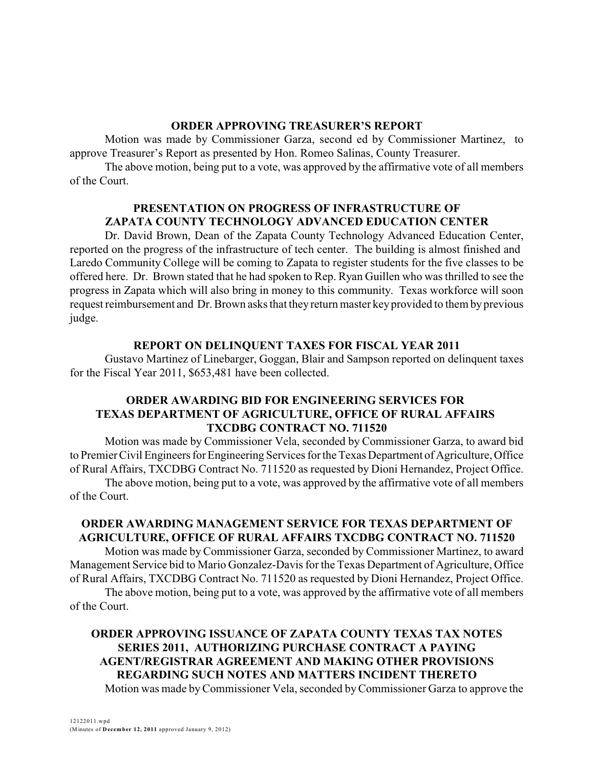**ORDER APPROVING TREASURER'S REPORT**

Motion was made by Commissioner Garza, second ed by Commissioner Martinez, to approve Treasurer's Report as presented by Hon. Romeo Salinas, County Treasurer.

The above motion, being put to a vote, was approved by the affirmative vote of all members of the Court.

**PRESENTATION ON PROGRESS OF INFRASTRUCTURE OF ZAPATA COUNTY TECHNOLOGY ADVANCED EDUCATION CENTER**

Dr. David Brown, Dean of the Zapata County Technology Advanced Education Center, reported on the progress of the infrastructure of tech center. The building is almost finished and Laredo Community College will be coming to Zapata to register students for the five classes to be offered here. Dr. Brown stated that he had spoken to Rep. Ryan Guillen who was thrilled to see the progress in Zapata which will also bring in money to this community. Texas workforce will soon request reimbursement and Dr. Brown asks that they return master key provided to them by previous judge.

**REPORT ON DELINQUENT TAXES FOR FISCAL YEAR 2011**

Gustavo Martinez of Linebarger, Goggan, Blair and Sampson reported on delinquent taxes for the Fiscal Year 2011, $653,481 have been collected.

**ORDER AWARDING BID FOR ENGINEERING SERVICES FOR TEXAS DEPARTMENT OF AGRICULTURE, OFFICE OF RURAL AFFAIRS TXCDBG CONTRACT NO. 711520**

Motion was made by Commissioner Vela, seconded by Commissioner Garza, to award bid to Premier Civil Engineers for Engineering Services for the Texas Department of Agriculture, Office of Rural Affairs, TXCDBG Contract No. 711520 as requested by Dioni Hernandez, Project Office.

The above motion, being put to a vote, was approved by the affirmative vote of all members of the Court.

**ORDER AWARDING MANAGEMENT SERVICE FOR TEXAS DEPARTMENT OF AGRICULTURE, OFFICE OF RURAL AFFAIRS TXCDBG CONTRACT NO. 711520**

Motion was made by Commissioner Garza, seconded by Commissioner Martinez, to award Management Service bid to Mario Gonzalez-Davis for the Texas Department of Agriculture, Office of Rural Affairs, TXCDBG Contract No. 711520 as requested by Dioni Hernandez, Project Office.

The above motion, being put to a vote, was approved by the affirmative vote of all members of the Court.

**ORDER APPROVING ISSUANCE OF ZAPATA COUNTY TEXAS TAX NOTES SERIES 2011, AUTHORIZING PURCHASE CONTRACT A PAYING AGENT/REGISTRAR AGREEMENT AND MAKING OTHER PROVISIONS REGARDING SUCH NOTES AND MATTERS INCIDENT THERETO**

Motion was made by Commissioner Vela, seconded by Commissioner Garza to approve the

12122011.wpd
(Minutes of **December 12, 2011** approved January 9, 2012)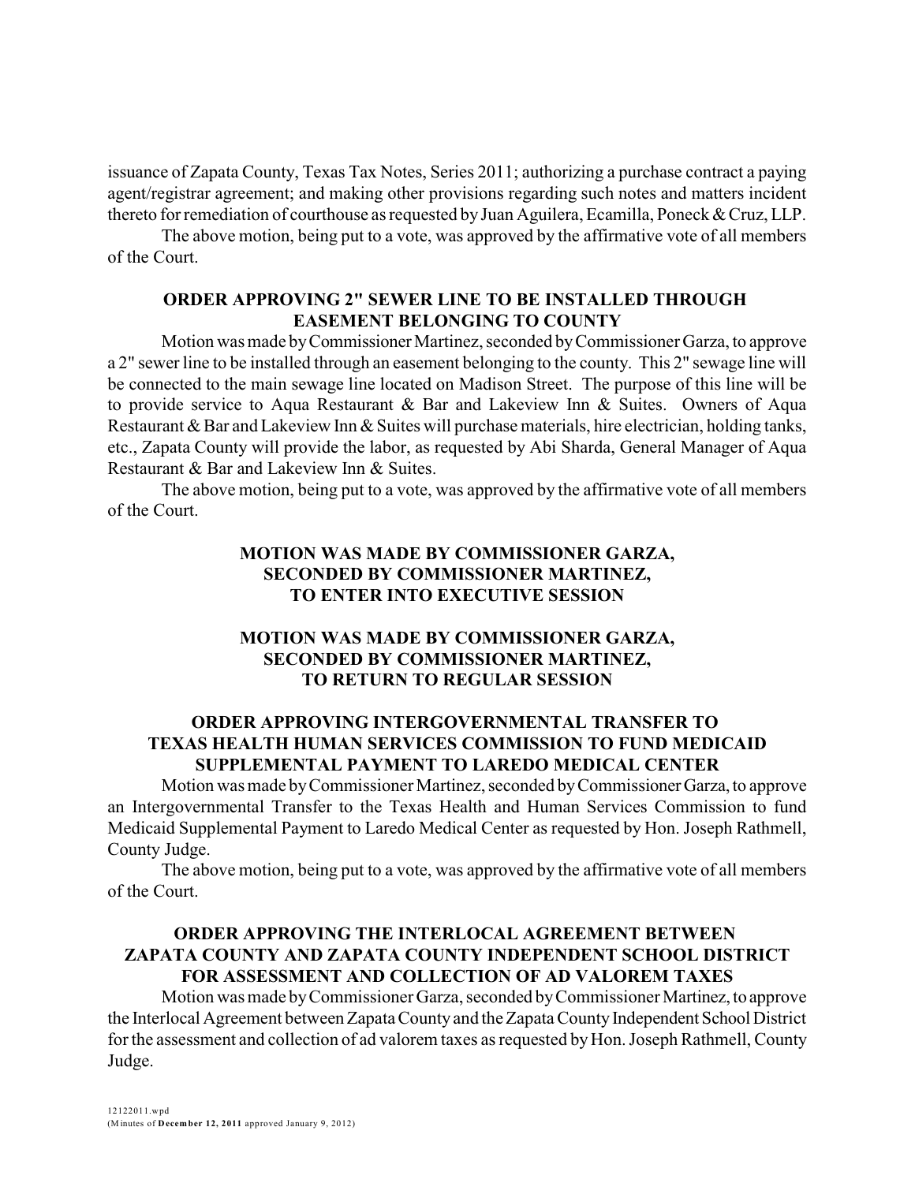issuance of Zapata County, Texas Tax Notes, Series 2011; authorizing a purchase contract a paying agent/registrar agreement; and making other provisions regarding such notes and matters incident thereto for remediation of courthouse as requested by Juan Aguilera, Ecamilla, Poneck & Cruz, LLP.

The above motion, being put to a vote, was approved by the affirmative vote of all members of the Court.

**ORDER APPROVING 2" SEWER LINE TO BE INSTALLED THROUGH EASEMENT BELONGING TO COUNTY**

Motion was made by Commissioner Martinez, seconded by Commissioner Garza, to approve a 2" sewer line to be installed through an easement belonging to the county. This 2" sewage line will be connected to the main sewage line located on Madison Street. The purpose of this line will be to provide service to Aqua Restaurant & Bar and Lakeview Inn & Suites. Owners of Aqua Restaurant & Bar and Lakeview Inn & Suites will purchase materials, hire electrician, holding tanks, etc., Zapata County will provide the labor, as requested by Abi Sharda, General Manager of Aqua Restaurant & Bar and Lakeview Inn & Suites.

The above motion, being put to a vote, was approved by the affirmative vote of all members of the Court.

**MOTION WAS MADE BY COMMISSIONER GARZA, SECONDED BY COMMISSIONER MARTINEZ, TO ENTER INTO EXECUTIVE SESSION**

**MOTION WAS MADE BY COMMISSIONER GARZA, SECONDED BY COMMISSIONER MARTINEZ, TO RETURN TO REGULAR SESSION**

**ORDER APPROVING INTERGOVERNMENTAL TRANSFER TO TEXAS HEALTH HUMAN SERVICES COMMISSION TO FUND MEDICAID SUPPLEMENTAL PAYMENT TO LAREDO MEDICAL CENTER**

Motion was made by Commissioner Martinez, seconded by Commissioner Garza, to approve an Intergovernmental Transfer to the Texas Health and Human Services Commission to fund Medicaid Supplemental Payment to Laredo Medical Center as requested by Hon. Joseph Rathmell, County Judge.

The above motion, being put to a vote, was approved by the affirmative vote of all members of the Court.

**ORDER APPROVING THE INTERLOCAL AGREEMENT BETWEEN ZAPATA COUNTY AND ZAPATA COUNTY INDEPENDENT SCHOOL DISTRICT FOR ASSESSMENT AND COLLECTION OF AD VALOREM TAXES**

Motion was made by Commissioner Garza, seconded by Commissioner Martinez, to approve the Interlocal Agreement between Zapata County and the Zapata County Independent School District for the assessment and collection of ad valorem taxes as requested by Hon. Joseph Rathmell, County Judge.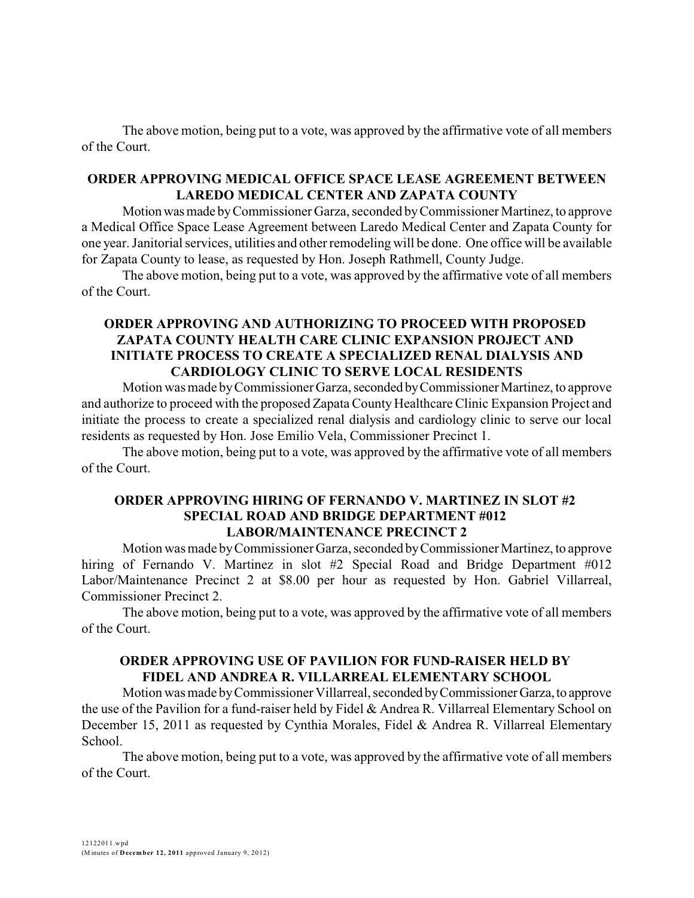The above motion, being put to a vote, was approved by the affirmative vote of all members of the Court.

**ORDER APPROVING MEDICAL OFFICE SPACE LEASE AGREEMENT BETWEEN LAREDO MEDICAL CENTER AND ZAPATA COUNTY**

Motion was made by Commissioner Garza, seconded by Commissioner Martinez, to approve a Medical Office Space Lease Agreement between Laredo Medical Center and Zapata County for one year. Janitorial services, utilities and other remodeling will be done. One office will be available for Zapata County to lease, as requested by Hon. Joseph Rathmell, County Judge.

The above motion, being put to a vote, was approved by the affirmative vote of all members of the Court.

**ORDER APPROVING AND AUTHORIZING TO PROCEED WITH PROPOSED ZAPATA COUNTY HEALTH CARE CLINIC EXPANSION PROJECT AND INITIATE PROCESS TO CREATE A SPECIALIZED RENAL DIALYSIS AND CARDIOLOGY CLINIC TO SERVE LOCAL RESIDENTS**

Motion was made by Commissioner Garza, seconded by Commissioner Martinez, to approve and authorize to proceed with the proposed Zapata County Healthcare Clinic Expansion Project and initiate the process to create a specialized renal dialysis and cardiology clinic to serve our local residents as requested by Hon. Jose Emilio Vela, Commissioner Precinct 1.

The above motion, being put to a vote, was approved by the affirmative vote of all members of the Court.

**ORDER APPROVING HIRING OF FERNANDO V. MARTINEZ IN SLOT #2 SPECIAL ROAD AND BRIDGE DEPARTMENT #012 LABOR/MAINTENANCE PRECINCT 2**

Motion was made by Commissioner Garza, seconded by Commissioner Martinez, to approve hiring of Fernando V. Martinez in slot #2 Special Road and Bridge Department #012 Labor/Maintenance Precinct 2 at $8.00 per hour as requested by Hon. Gabriel Villarreal, Commissioner Precinct 2.

The above motion, being put to a vote, was approved by the affirmative vote of all members of the Court.

**ORDER APPROVING USE OF PAVILION FOR FUND-RAISER HELD BY FIDEL AND ANDREA R. VILLARREAL ELEMENTARY SCHOOL**

Motion was made by Commissioner Villarreal, seconded by Commissioner Garza, to approve the use of the Pavilion for a fund-raiser held by Fidel & Andrea R. Villarreal Elementary School on December 15, 2011 as requested by Cynthia Morales, Fidel & Andrea R. Villarreal Elementary School.

The above motion, being put to a vote, was approved by the affirmative vote of all members of the Court.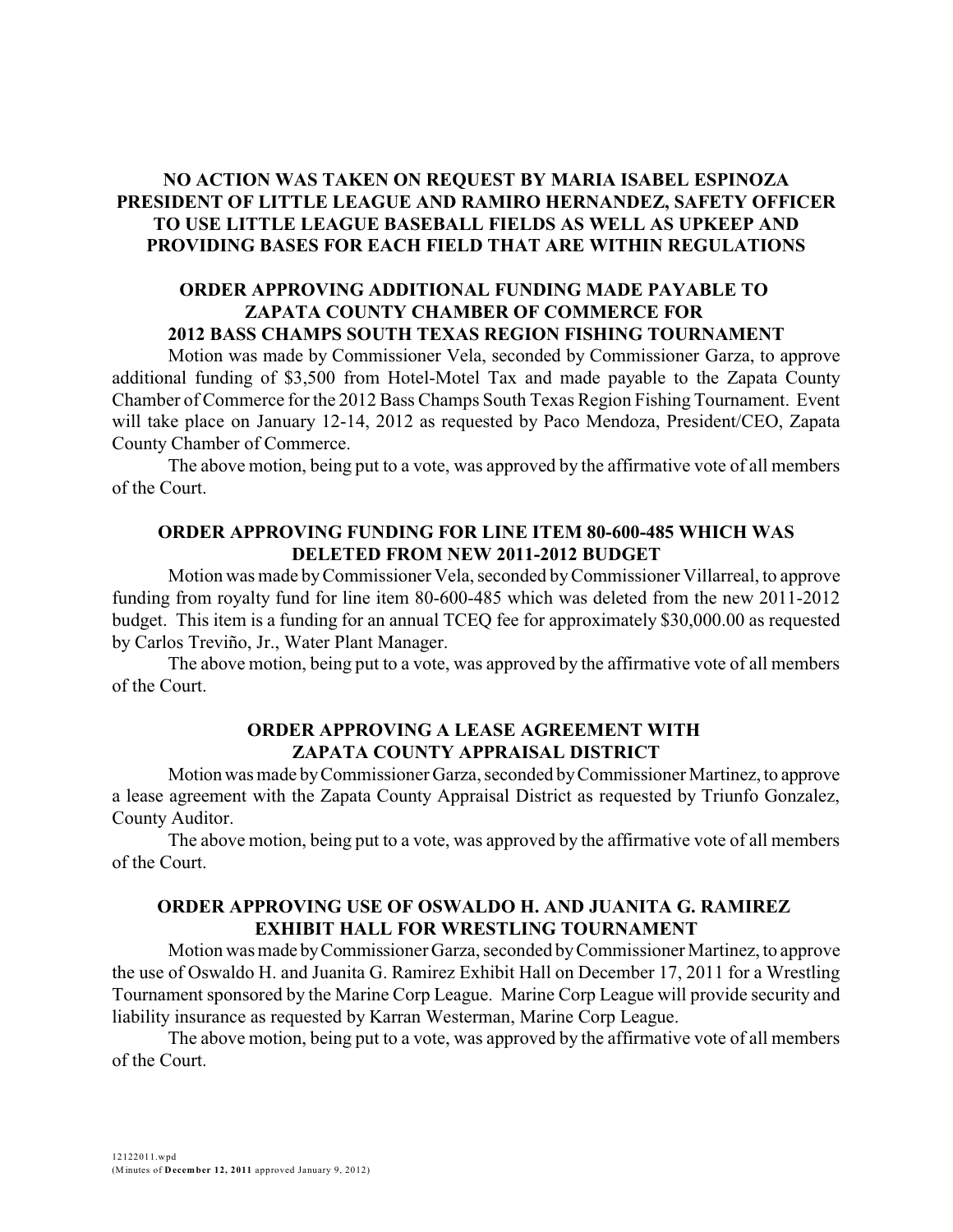**NO ACTION WAS TAKEN ON REQUEST BY MARIA ISABEL ESPINOZA PRESIDENT OF LITTLE LEAGUE AND RAMIRO HERNANDEZ, SAFETY OFFICER TO USE LITTLE LEAGUE BASEBALL FIELDS AS WELL AS UPKEEP AND PROVIDING BASES FOR EACH FIELD THAT ARE WITHIN REGULATIONS**

**ORDER APPROVING ADDITIONAL FUNDING MADE PAYABLE TO ZAPATA COUNTY CHAMBER OF COMMERCE FOR 2012 BASS CHAMPS SOUTH TEXAS REGION FISHING TOURNAMENT**

Motion was made by Commissioner Vela, seconded by Commissioner Garza, to approve additional funding of $3,500 from Hotel-Motel Tax and made payable to the Zapata County Chamber of Commerce for the 2012 Bass Champs South Texas Region Fishing Tournament. Event will take place on January 12-14, 2012 as requested by Paco Mendoza, President/CEO, Zapata County Chamber of Commerce.

The above motion, being put to a vote, was approved by the affirmative vote of all members of the Court.

**ORDER APPROVING FUNDING FOR LINE ITEM 80-600-485 WHICH WAS DELETED FROM NEW 2011-2012 BUDGET**

Motion was made by Commissioner Vela, seconded by Commissioner Villarreal, to approve funding from royalty fund for line item 80-600-485 which was deleted from the new 2011-2012 budget. This item is a funding for an annual TCEQ fee for approximately $30,000.00 as requested by Carlos Treviño, Jr., Water Plant Manager.

The above motion, being put to a vote, was approved by the affirmative vote of all members of the Court.

**ORDER APPROVING A LEASE AGREEMENT WITH ZAPATA COUNTY APPRAISAL DISTRICT**

Motion was made by Commissioner Garza, seconded by Commissioner Martinez, to approve a lease agreement with the Zapata County Appraisal District as requested by Triunfo Gonzalez, County Auditor.

The above motion, being put to a vote, was approved by the affirmative vote of all members of the Court.

**ORDER APPROVING USE OF OSWALDO H. AND JUANITA G. RAMIREZ EXHIBIT HALL FOR WRESTLING TOURNAMENT**

Motion was made by Commissioner Garza, seconded by Commissioner Martinez, to approve the use of Oswaldo H. and Juanita G. Ramirez Exhibit Hall on December 17, 2011 for a Wrestling Tournament sponsored by the Marine Corp League. Marine Corp League will provide security and liability insurance as requested by Karran Westerman, Marine Corp League.

The above motion, being put to a vote, was approved by the affirmative vote of all members of the Court.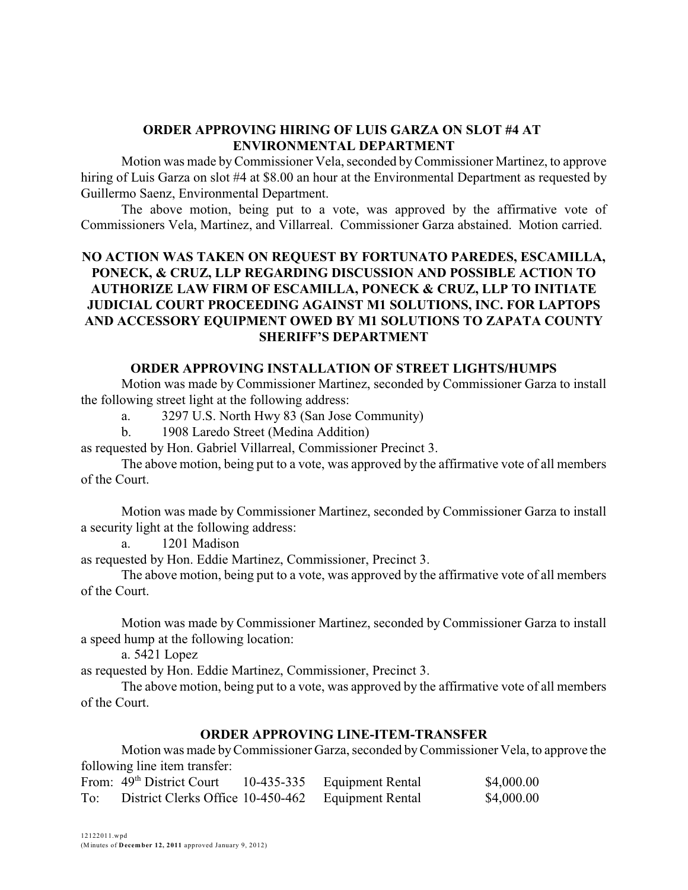**ORDER APPROVING HIRING OF LUIS GARZA ON SLOT #4 AT ENVIRONMENTAL DEPARTMENT**

Motion was made by Commissioner Vela, seconded by Commissioner Martinez, to approve hiring of Luis Garza on slot #4 at $8.00 an hour at the Environmental Department as requested by Guillermo Saenz, Environmental Department.

The above motion, being put to a vote, was approved by the affirmative vote of Commissioners Vela, Martinez, and Villarreal. Commissioner Garza abstained. Motion carried.

**NO ACTION WAS TAKEN ON REQUEST BY FORTUNATO PAREDES, ESCAMILLA, PONECK, & CRUZ, LLP REGARDING DISCUSSION AND POSSIBLE ACTION TO AUTHORIZE LAW FIRM OF ESCAMILLA, PONECK & CRUZ, LLP TO INITIATE JUDICIAL COURT PROCEEDING AGAINST M1 SOLUTIONS, INC. FOR LAPTOPS AND ACCESSORY EQUIPMENT OWED BY M1 SOLUTIONS TO ZAPATA COUNTY SHERIFF'S DEPARTMENT**

**ORDER APPROVING INSTALLATION OF STREET LIGHTS/HUMPS**

Motion was made by Commissioner Martinez, seconded by Commissioner Garza to install the following street light at the following address:

a. 3297 U.S. North Hwy 83 (San Jose Community)

b. 1908 Laredo Street (Medina Addition)

as requested by Hon. Gabriel Villarreal, Commissioner Precinct 3.

The above motion, being put to a vote, was approved by the affirmative vote of all members of the Court.

Motion was made by Commissioner Martinez, seconded by Commissioner Garza to install a security light at the following address:

a. 1201 Madison

as requested by Hon. Eddie Martinez, Commissioner, Precinct 3.

The above motion, being put to a vote, was approved by the affirmative vote of all members of the Court.

Motion was made by Commissioner Martinez, seconded by Commissioner Garza to install a speed hump at the following location:

a. 5421 Lopez

as requested by Hon. Eddie Martinez, Commissioner, Precinct 3.

The above motion, being put to a vote, was approved by the affirmative vote of all members of the Court.

**ORDER APPROVING LINE-ITEM-TRANSFER**

Motion was made by Commissioner Garza, seconded by Commissioner Vela, to approve the following line item transfer:

| | | | | |
|---|---|---|---|---|
| From: | 49th District Court | 10-435-335 | Equipment Rental | $4,000.00 |
| To: | District Clerks Office | 10-450-462 | Equipment Rental | $4,000.00 |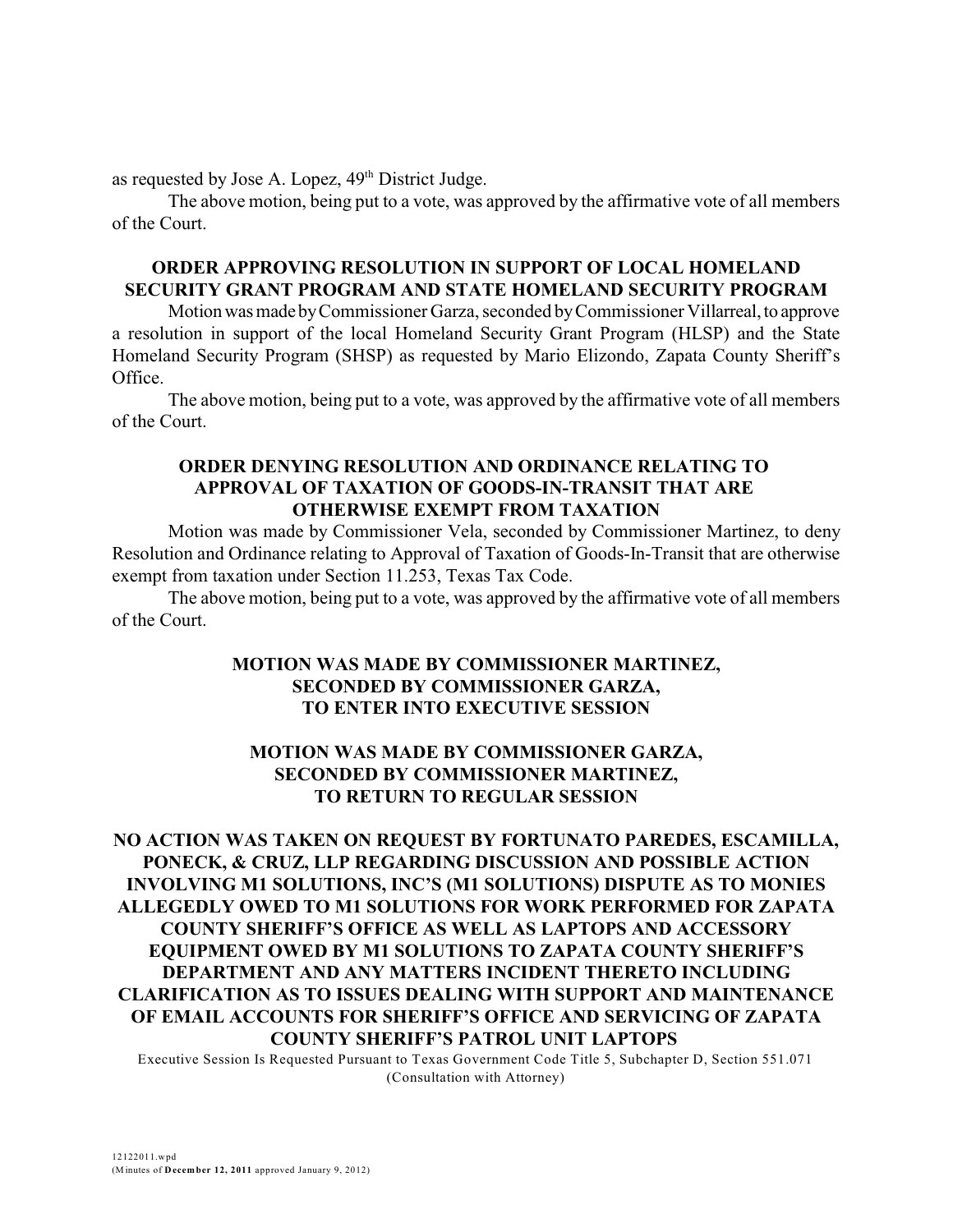as requested by Jose A. Lopez, 49th District Judge.

The above motion, being put to a vote, was approved by the affirmative vote of all members of the Court.

**ORDER APPROVING RESOLUTION IN SUPPORT OF LOCAL HOMELAND SECURITY GRANT PROGRAM AND STATE HOMELAND SECURITY PROGRAM**

Motion was made by Commissioner Garza, seconded by Commissioner Villarreal, to approve a resolution in support of the local Homeland Security Grant Program (HLSP) and the State Homeland Security Program (SHSP) as requested by Mario Elizondo, Zapata County Sheriff's Office.

The above motion, being put to a vote, was approved by the affirmative vote of all members of the Court.

**ORDER DENYING RESOLUTION AND ORDINANCE RELATING TO APPROVAL OF TAXATION OF GOODS-IN-TRANSIT THAT ARE OTHERWISE EXEMPT FROM TAXATION**

Motion was made by Commissioner Vela, seconded by Commissioner Martinez, to deny Resolution and Ordinance relating to Approval of Taxation of Goods-In-Transit that are otherwise exempt from taxation under Section 11.253, Texas Tax Code.

The above motion, being put to a vote, was approved by the affirmative vote of all members of the Court.

**MOTION WAS MADE BY COMMISSIONER MARTINEZ, SECONDED BY COMMISSIONER GARZA, TO ENTER INTO EXECUTIVE SESSION**

**MOTION WAS MADE BY COMMISSIONER GARZA, SECONDED BY COMMISSIONER MARTINEZ, TO RETURN TO REGULAR SESSION**

**NO ACTION WAS TAKEN ON REQUEST BY FORTUNATO PAREDES, ESCAMILLA, PONECK, & CRUZ, LLP REGARDING DISCUSSION AND POSSIBLE ACTION INVOLVING M1 SOLUTIONS, INC'S (M1 SOLUTIONS) DISPUTE AS TO MONIES ALLEGEDLY OWED TO M1 SOLUTIONS FOR WORK PERFORMED FOR ZAPATA COUNTY SHERIFF'S OFFICE AS WELL AS LAPTOPS AND ACCESSORY EQUIPMENT OWED BY M1 SOLUTIONS TO ZAPATA COUNTY SHERIFF'S DEPARTMENT AND ANY MATTERS INCIDENT THERETO INCLUDING CLARIFICATION AS TO ISSUES DEALING WITH SUPPORT AND MAINTENANCE OF EMAIL ACCOUNTS FOR SHERIFF'S OFFICE AND SERVICING OF ZAPATA COUNTY SHERIFF'S PATROL UNIT LAPTOPS**

Executive Session Is Requested Pursuant to Texas Government Code Title 5, Subchapter D, Section 551.071 (Consultation with Attorney)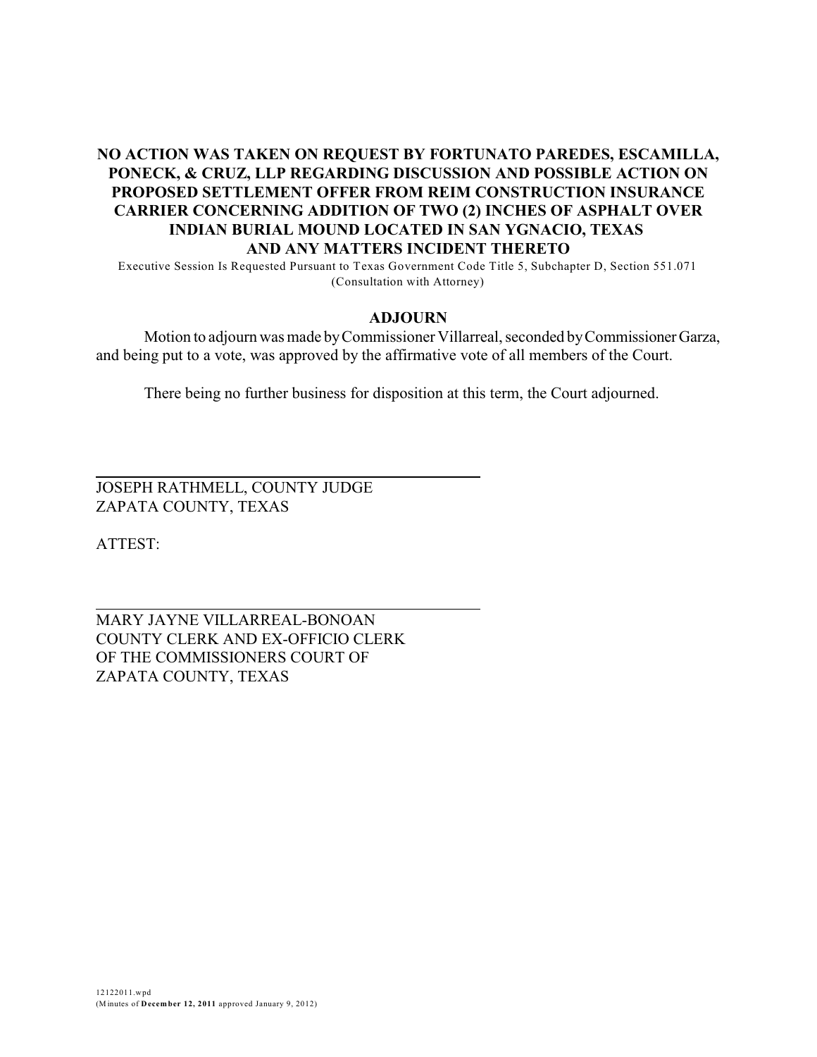**NO ACTION WAS TAKEN ON REQUEST BY FORTUNATO PAREDES, ESCAMILLA, PONECK, & CRUZ, LLP REGARDING DISCUSSION AND POSSIBLE ACTION ON PROPOSED SETTLEMENT OFFER FROM REIM CONSTRUCTION INSURANCE CARRIER CONCERNING ADDITION OF TWO (2) INCHES OF ASPHALT OVER INDIAN BURIAL MOUND LOCATED IN SAN YGNACIO, TEXAS AND ANY MATTERS INCIDENT THERETO**

Executive Session Is Requested Pursuant to Texas Government Code Title 5, Subchapter D, Section 551.071 (Consultation with Attorney)

**ADJOURN**

Motion to adjourn was made by Commissioner Villarreal, seconded by Commissioner Garza, and being put to a vote, was approved by the affirmative vote of all members of the Court.

There being no further business for disposition at this term, the Court adjourned.

JOSEPH RATHMELL, COUNTY JUDGE
ZAPATA COUNTY, TEXAS

ATTEST:

MARY JAYNE VILLARREAL-BONOAN
COUNTY CLERK AND EX-OFFICIO CLERK
OF THE COMMISSIONERS COURT OF
ZAPATA COUNTY, TEXAS

12122011.wpd
(Minutes of **December 12, 2011** approved January 9, 2012)